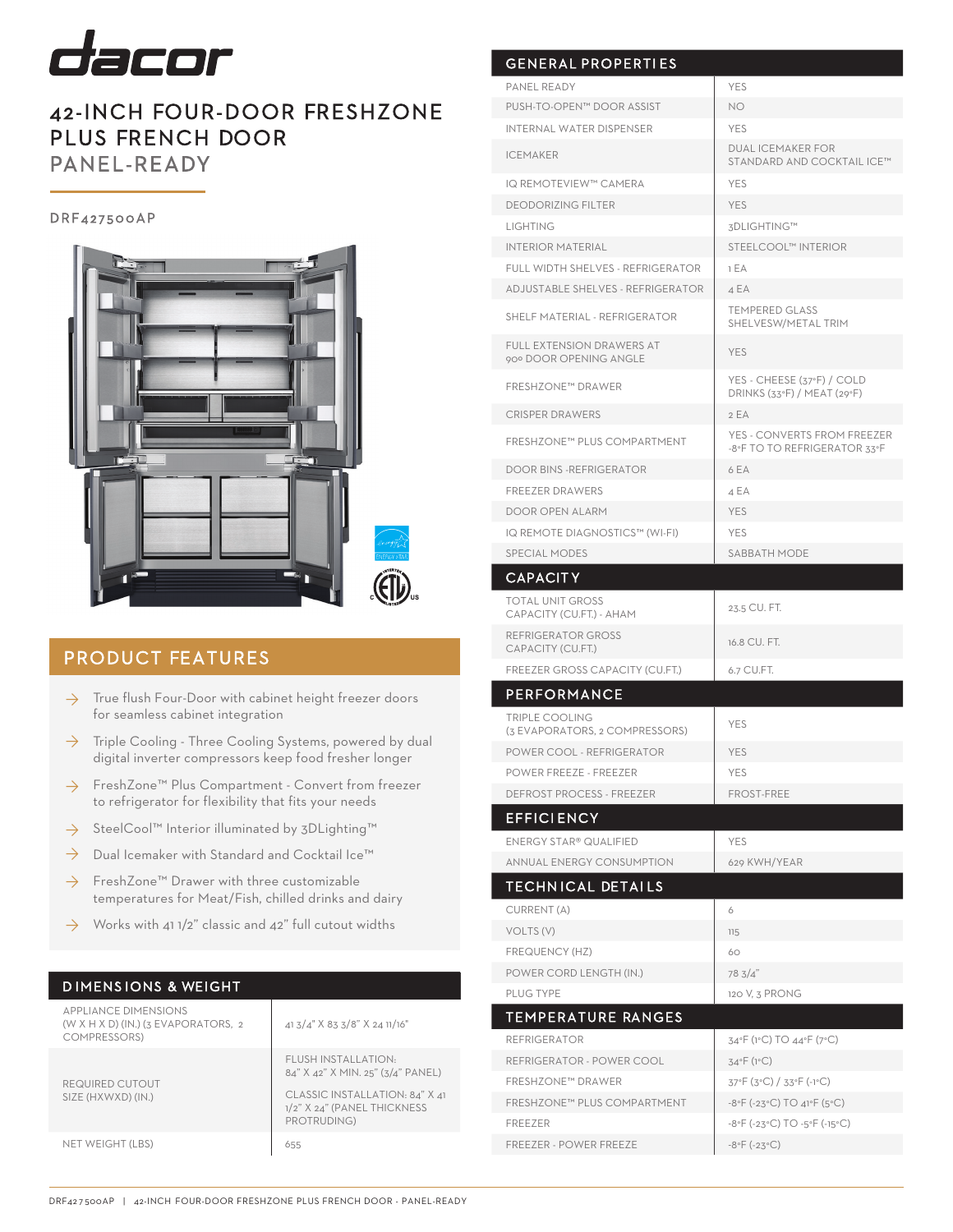# dacor

## 42-INCH FOUR-DOOR FRESHZONE PLUS FRENCH DOOR PANEL-READY

DRF427500AP

## PRODUCT FEATURES

- True flush Four-Door with cabinet height freezer doors for seamless cabinet integration
- Triple Cooling - Three Cooling Systems, powered by dual digital inverter compressors keep food fresher longer
- FreshZone™ Plus Compartment - Convert from freezer to refrigerator for flexibility that fits your needs
- SteelCool™ Interior illuminated by 3DLighting™
- Dual Icemaker with Standard and Cocktail Ice™
- FreshZone™ Drawer with three customizable temperatures for Meat/Fish, chilled drinks and dairy
- Works with 41 1/2" classic and 42" full cutout widths

## DIMENSIONS & WEIGHT

| | |
|---|---|
| APPLIANCE DIMENSIONS (W X H X D) (IN.) (3 EVAPORATORS, 2 COMPRESSORS) | 41 3/4" X 83 3/8" X 24 11/16" |
| REQUIRED CUTOUT SIZE (HXWXD) (IN.) | FLUSH INSTALLATION: 84" X 42" X MIN. 25" (3/4" PANEL)<br>CLASSIC INSTALLATION: 84" X 41 1/2" X 24" (PANEL THICKNESS PROTRUDING) |
| NET WEIGHT (LBS) | 655 |

## GENERAL PROPERTIES

| | |
|---|---|
| PANEL READY | YES |
| PUSH-TO-OPEN™ DOOR ASSIST | NO |
| INTERNAL WATER DISPENSER | YES |
| ICEMAKER | DUAL ICEMAKER FOR STANDARD AND COCKTAIL ICE™ |
| IQ REMOTEVIEW™ CAMERA | YES |
| DEODORIZING FILTER | YES |
| LIGHTING | 3DLIGHTING™ |
| INTERIOR MATERIAL | STEELCOOL™ INTERIOR |
| FULL WIDTH SHELVES - REFRIGERATOR | 1 EA |
| ADJUSTABLE SHELVES - REFRIGERATOR | 4 EA |
| SHELF MATERIAL - REFRIGERATOR | TEMPERED GLASS SHELVESW/METAL TRIM |
| FULL EXTENSION DRAWERS AT 90º DOOR OPENING ANGLE | YES |
| FRESHZONE™ DRAWER | YES - CHEESE (37ºF) / COLD DRINKS (33ºF) / MEAT (29ºF) |
| CRISPER DRAWERS | 2 EA |
| FRESHZONE™ PLUS COMPARTMENT | YES - CONVERTS FROM FREEZER -8ºF TO TO REFRIGERATOR 33ºF |
| DOOR BINS -REFRIGERATOR | 6 EA |
| FREEZER DRAWERS | 4 EA |
| DOOR OPEN ALARM | YES |
| IQ REMOTE DIAGNOSTICS™ (WI-FI) | YES |
| SPECIAL MODES | SABBATH MODE |

## CAPACITY

| | |
|---|---|
| TOTAL UNIT GROSS CAPACITY (CU.FT.) - AHAM | 23.5 CU. FT. |
| REFRIGERATOR GROSS CAPACITY (CU.FT.) | 16.8 CU. FT. |
| FREEZER GROSS CAPACITY (CU.FT.) | 6.7 CU.FT. |

## PERFORMANCE

| | |
|---|---|
| TRIPLE COOLING (3 EVAPORATORS, 2 COMPRESSORS) | YES |
| POWER COOL - REFRIGERATOR | YES |
| POWER FREEZE - FREEZER | YES |
| DEFROST PROCESS - FREEZER | FROST-FREE |

## EFFICIENCY

| | |
|---|---|
| ENERGY STAR® QUALIFIED | YES |
| ANNUAL ENERGY CONSUMPTION | 629 KWH/YEAR |

## TECHNICAL DETAILS

| | |
|---|---|
| CURRENT (A) | 6 |
| VOLTS (V) | 115 |
| FREQUENCY (HZ) | 60 |
| POWER CORD LENGTH (IN.) | 78 3/4" |
| PLUG TYPE | 120 V, 3 PRONG |

## TEMPERATURE RANGES

| | |
|---|---|
| REFRIGERATOR | 34ºF (1ºC) TO 44ºF (7ºC) |
| REFRIGERATOR - POWER COOL | 34ºF (1ºC) |
| FRESHZONE™ DRAWER | 37ºF (3ºC) / 33ºF (-1ºC) |
| FRESHZONE™ PLUS COMPARTMENT | -8ºF (-23ºC) TO 41ºF (5ºC) |
| FREEZER | -8ºF (-23ºC) TO -5ºF (-15ºC) |
| FREEZER - POWER FREEZE | -8ºF (-23ºC) |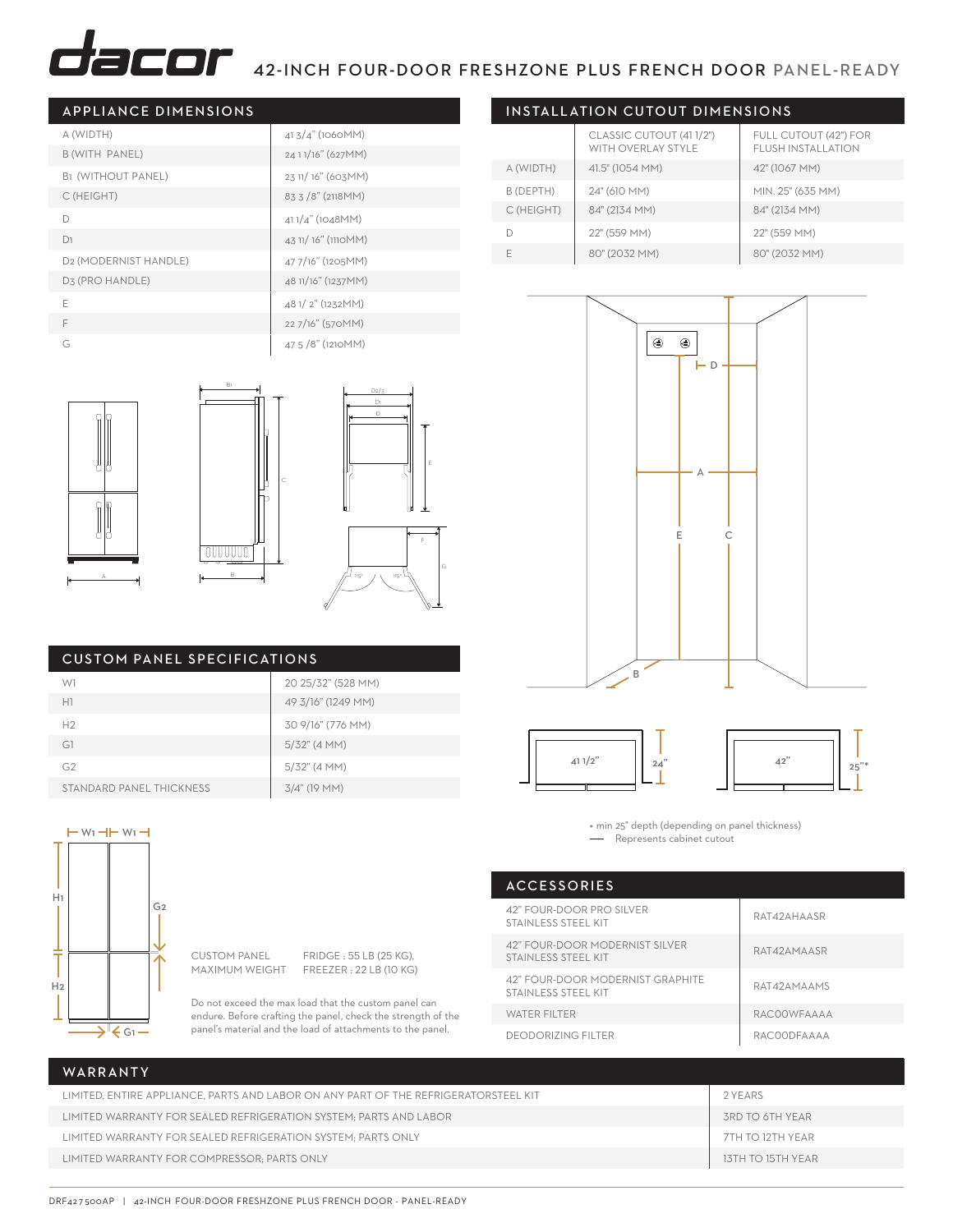# dacor 42-INCH FOUR-DOOR FRESHZONE PLUS FRENCH DOOR PANEL-READY

## APPLIANCE DIMENSIONS

| | |
|---|---|
| A (WIDTH) | 41 3/4" (1060MM) |
| B (WITH PANEL) | 24 1 1/16" (627MM) |
| B1 (WITHOUT PANEL) | 23 11/ 16" (603MM) |
| C (HEIGHT) | 83 3 /8" (2118MM) |
| D | 41 1/4" (1048MM) |
| D1 | 43 11/ 16" (1110MM) |
| D2 (MODERNIST HANDLE) | 47 7/16" (1205MM) |
| D3 (PRO HANDLE) | 48 11/16" (1237MM) |
| E | 48 1/ 2" (1232MM) |
| F | 22 7/16" (570MM) |
| G | 47 5 /8" (1210MM) |

B1
C
A
B
D2/3
D1
D
E
F
G
115°
115°

## INSTALLATION CUTOUT DIMENSIONS

| | CLASSIC CUTOUT (41 1/2") WITH OVERLAY STYLE | FULL CUTOUT (42") FOR FLUSH INSTALLATION |
|---|---|---|
| A (WIDTH) | 41.5" (1054 MM) | 42" (1067 MM) |
| B (DEPTH) | 24" (610 MM) | MIN. 25" (635 MM) |
| C (HEIGHT) | 84" (2134 MM) | 84" (2134 MM) |
| D | 22" (559 MM) | 22" (559 MM) |
| E | 80" (2032 MM) | 80" (2032 MM) |

D
A
E
C
B

41 1/2"
24"
42"
25"*

* min 25" depth (depending on panel thickness)
— Represents cabinet cutout

## CUSTOM PANEL SPECIFICATIONS

| | |
|---|---|
| W1 | 20 25/32" (528 MM) |
| H1 | 49 3/16" (1249 MM) |
| H2 | 30 9/16" (776 MM) |
| G1 | 5/32" (4 MM) |
| G2 | 5/32" (4 MM) |
| STANDARD PANEL THICKNESS | 3/4" (19 MM) |

W1 W1
H1
G2
H2
G1

CUSTOM PANEL MAXIMUM WEIGHT: FRIDGE : 55 LB (25 KG), FREEZER : 22 LB (10 KG)

Do not exceed the max load that the custom panel can endure. Before crafting the panel, check the strength of the panel's material and the load of attachments to the panel.

## ACCESSORIES

| | |
|---|---|
| 42" FOUR-DOOR PRO SILVER STAINLESS STEEL KIT | RAT42AHAASR |
| 42" FOUR-DOOR MODERNIST SILVER STAINLESS STEEL KIT | RAT42AMAASR |
| 42" FOUR-DOOR MODERNIST GRAPHITE STAINLESS STEEL KIT | RAT42AMAAMS |
| WATER FILTER | RAC00WFAAAA |
| DEODORIZING FILTER | RAC00DFAAAA |

## WARRANTY

| | |
|---|---|
| LIMITED, ENTIRE APPLIANCE, PARTS AND LABOR ON ANY PART OF THE REFRIGERATORSTEEL KIT | 2 YEARS |
| LIMITED WARRANTY FOR SEALED REFRIGERATION SYSTEM; PARTS AND LABOR | 3RD TO 6TH YEAR |
| LIMITED WARRANTY FOR SEALED REFRIGERATION SYSTEM; PARTS ONLY | 7TH TO 12TH YEAR |
| LIMITED WARRANTY FOR COMPRESSOR; PARTS ONLY | 13TH TO 15TH YEAR |

DRF427500AP | 42-INCH FOUR-DOOR FRESHZONE PLUS FRENCH DOOR - PANEL-READY